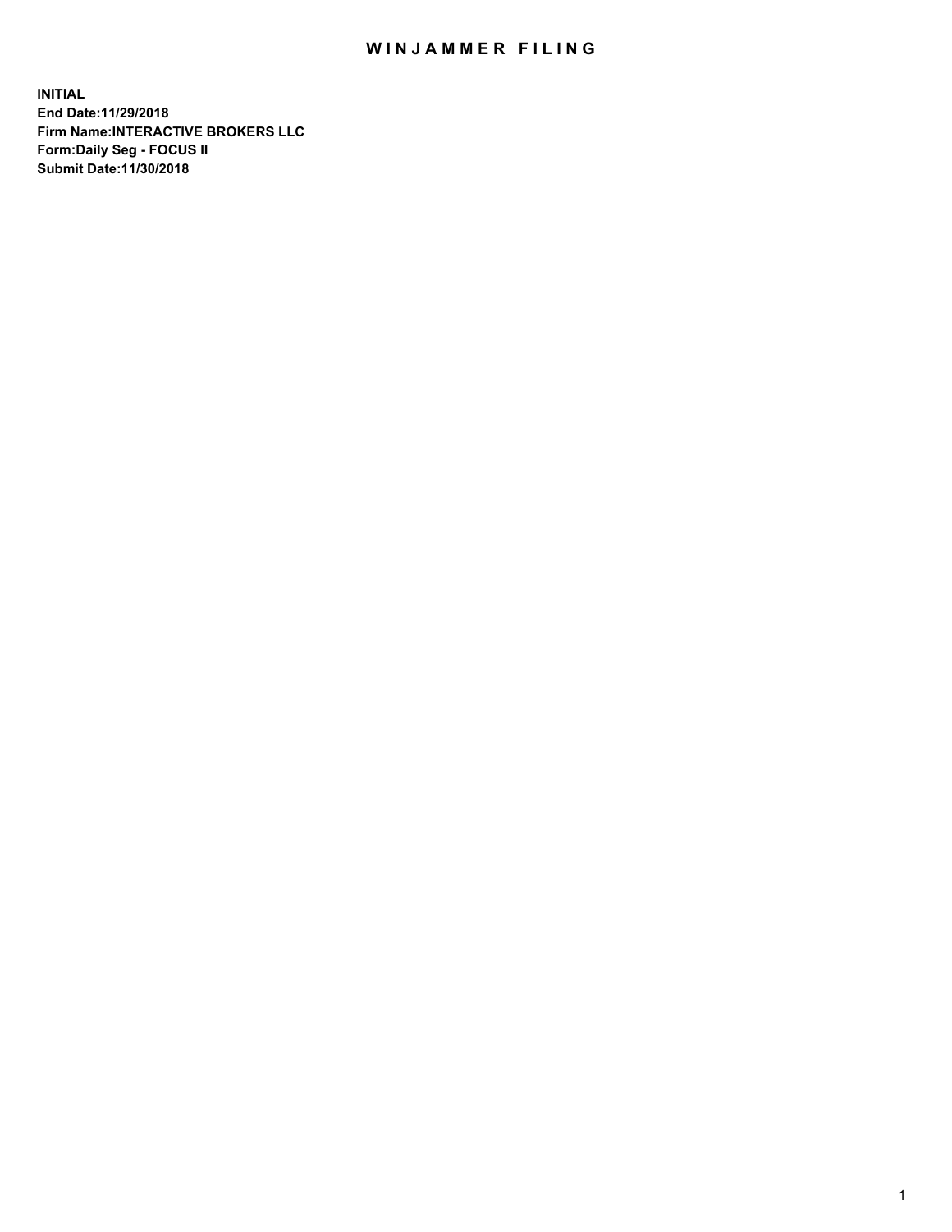# WINJAMMER FILING

**INITIAL**
**End Date:11/29/2018**
**Firm Name:INTERACTIVE BROKERS LLC**
**Form:Daily Seg - FOCUS II**
**Submit Date:11/30/2018**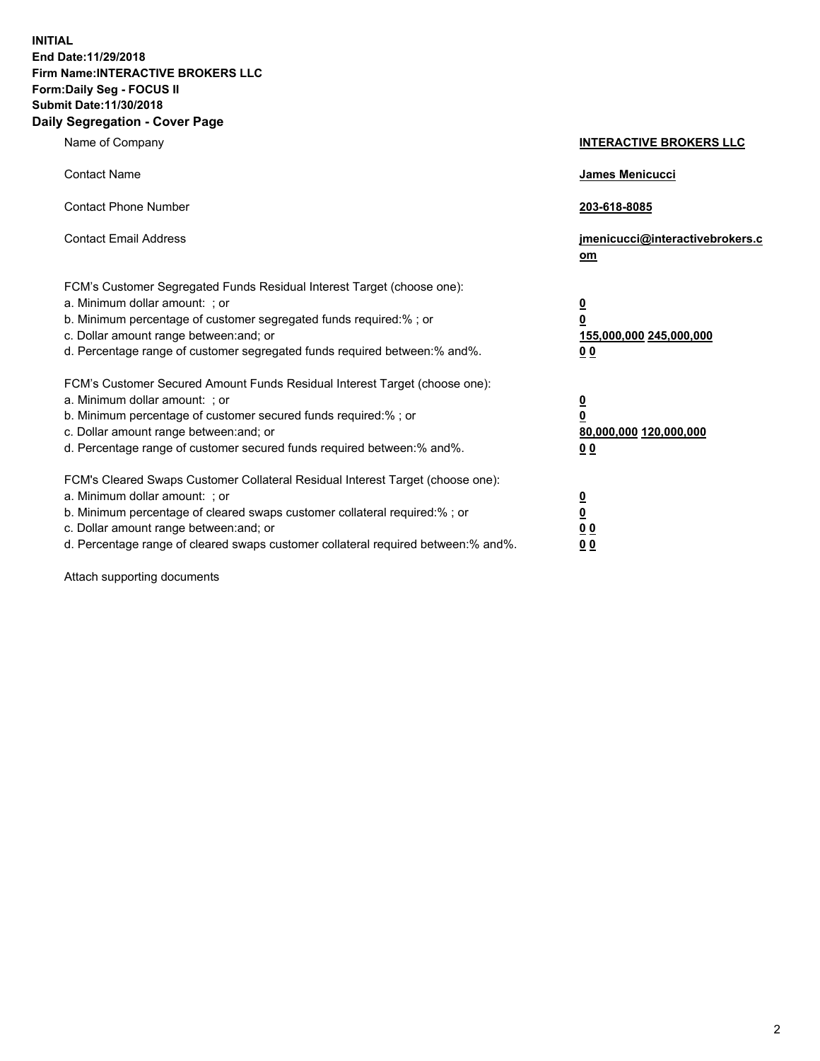**INITIAL**
**End Date:11/29/2018**
**Firm Name:INTERACTIVE BROKERS LLC**
**Form:Daily Seg - FOCUS II**
**Submit Date:11/30/2018**
**Daily Segregation - Cover Page**

| | |
|---|---|
| Name of Company | **INTERACTIVE BROKERS LLC** |
| Contact Name | **James Menicucci** |
| Contact Phone Number | **203-618-8085** |
| Contact Email Address | **jmenicucci@interactivebrokers.com** |

FCM's Customer Segregated Funds Residual Interest Target (choose one):

| | |
|---|---|
| a. Minimum dollar amount: ; or | **0** |
| b. Minimum percentage of customer segregated funds required:% ; or | **0** |
| c. Dollar amount range between:and; or | **155,000,000 245,000,000** |
| d. Percentage range of customer segregated funds required between:% and%. | **0 0** |

FCM's Customer Secured Amount Funds Residual Interest Target (choose one):

| | |
|---|---|
| a. Minimum dollar amount: ; or | **0** |
| b. Minimum percentage of customer secured funds required:% ; or | **0** |
| c. Dollar amount range between:and; or | **80,000,000 120,000,000** |
| d. Percentage range of customer secured funds required between:% and%. | **0 0** |

FCM's Cleared Swaps Customer Collateral Residual Interest Target (choose one):

| | |
|---|---|
| a. Minimum dollar amount: ; or | **0** |
| b. Minimum percentage of cleared swaps customer collateral required:% ; or | **0** |
| c. Dollar amount range between:and; or | **0 0** |
| d. Percentage range of cleared swaps customer collateral required between:% and%. | **0 0** |

Attach supporting documents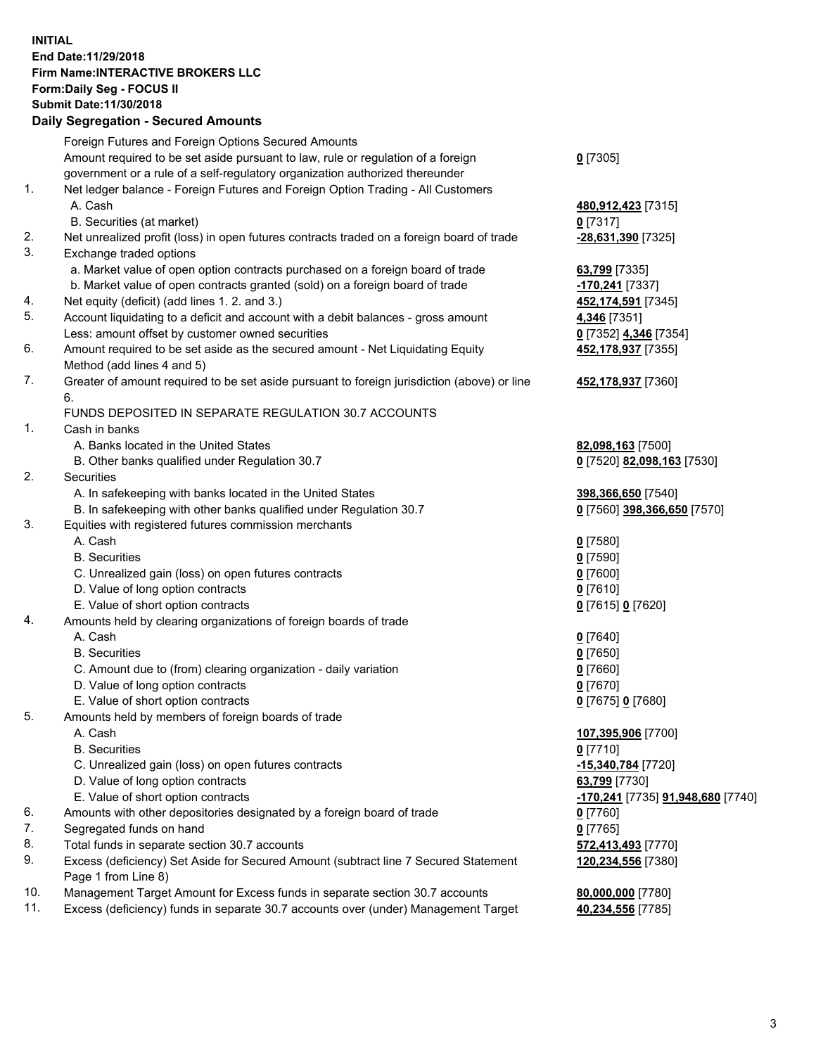**INITIAL**
**End Date:11/29/2018**
**Firm Name:INTERACTIVE BROKERS LLC**
**Form:Daily Seg - FOCUS II**
**Submit Date:11/30/2018**

## Daily Segregation - Secured Amounts

| | | |
|---|---|---|
| | Foreign Futures and Foreign Options Secured Amounts | |
| | Amount required to be set aside pursuant to law, rule or regulation of a foreign government or a rule of a self-regulatory organization authorized thereunder | **0** [7305] |
| 1. | Net ledger balance - Foreign Futures and Foreign Option Trading - All Customers | |
| | A. Cash | **480,912,423** [7315] |
| | B. Securities (at market) | **0** [7317] |
| 2. | Net unrealized profit (loss) in open futures contracts traded on a foreign board of trade | **-28,631,390** [7325] |
| 3. | Exchange traded options | |
| | a. Market value of open option contracts purchased on a foreign board of trade | **63,799** [7335] |
| | b. Market value of open contracts granted (sold) on a foreign board of trade | **-170,241** [7337] |
| 4. | Net equity (deficit) (add lines 1. 2. and 3.) | **452,174,591** [7345] |
| 5. | Account liquidating to a deficit and account with a debit balances - gross amount | **4,346** [7351] |
| | Less: amount offset by customer owned securities | **0** [7352] **4,346** [7354] |
| 6. | Amount required to be set aside as the secured amount - Net Liquidating Equity Method (add lines 4 and 5) | **452,178,937** [7355] |
| 7. | Greater of amount required to be set aside pursuant to foreign jurisdiction (above) or line 6. | **452,178,937** [7360] |
| | FUNDS DEPOSITED IN SEPARATE REGULATION 30.7 ACCOUNTS | |
| 1. | Cash in banks | |
| | A. Banks located in the United States | **82,098,163** [7500] |
| | B. Other banks qualified under Regulation 30.7 | **0** [7520] **82,098,163** [7530] |
| 2. | Securities | |
| | A. In safekeeping with banks located in the United States | **398,366,650** [7540] |
| | B. In safekeeping with other banks qualified under Regulation 30.7 | **0** [7560] **398,366,650** [7570] |
| 3. | Equities with registered futures commission merchants | |
| | A. Cash | **0** [7580] |
| | B. Securities | **0** [7590] |
| | C. Unrealized gain (loss) on open futures contracts | **0** [7600] |
| | D. Value of long option contracts | **0** [7610] |
| | E. Value of short option contracts | **0** [7615] **0** [7620] |
| 4. | Amounts held by clearing organizations of foreign boards of trade | |
| | A. Cash | **0** [7640] |
| | B. Securities | **0** [7650] |
| | C. Amount due to (from) clearing organization - daily variation | **0** [7660] |
| | D. Value of long option contracts | **0** [7670] |
| | E. Value of short option contracts | **0** [7675] **0** [7680] |
| 5. | Amounts held by members of foreign boards of trade | |
| | A. Cash | **107,395,906** [7700] |
| | B. Securities | **0** [7710] |
| | C. Unrealized gain (loss) on open futures contracts | **-15,340,784** [7720] |
| | D. Value of long option contracts | **63,799** [7730] |
| | E. Value of short option contracts | **-170,241** [7735] **91,948,680** [7740] |
| 6. | Amounts with other depositories designated by a foreign board of trade | **0** [7760] |
| 7. | Segregated funds on hand | **0** [7765] |
| 8. | Total funds in separate section 30.7 accounts | **572,413,493** [7770] |
| 9. | Excess (deficiency) Set Aside for Secured Amount (subtract line 7 Secured Statement Page 1 from Line 8) | **120,234,556** [7380] |
| 10. | Management Target Amount for Excess funds in separate section 30.7 accounts | **80,000,000** [7780] |
| 11. | Excess (deficiency) funds in separate 30.7 accounts over (under) Management Target | **40,234,556** [7785] |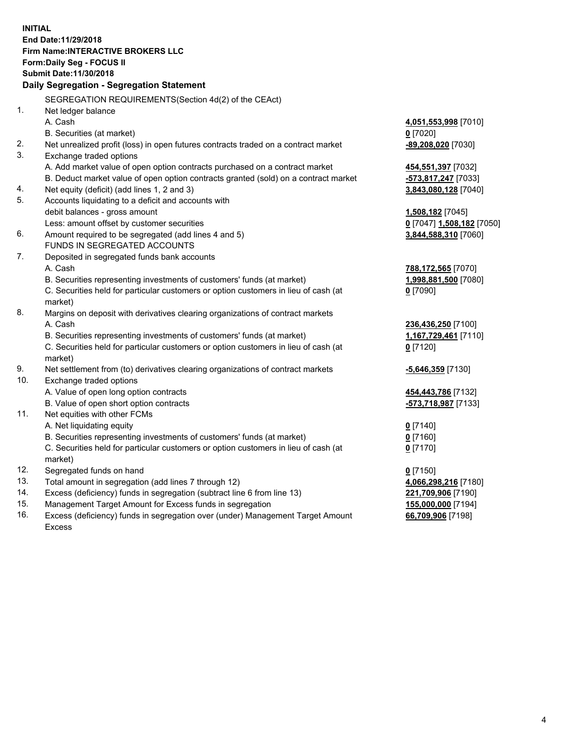**INITIAL**
**End Date:11/29/2018**
**Firm Name:INTERACTIVE BROKERS LLC**
**Form:Daily Seg - FOCUS II**
**Submit Date:11/30/2018**

## Daily Segregation - Segregation Statement

| | | |
|---|---|---|
| | SEGREGATION REQUIREMENTS(Section 4d(2) of the CEAct) | |
| 1. | Net ledger balance | |
| | A. Cash | **4,051,553,998** [7010] |
| | B. Securities (at market) | **0** [7020] |
| 2. | Net unrealized profit (loss) in open futures contracts traded on a contract market | **-89,208,020** [7030] |
| 3. | Exchange traded options | |
| | A. Add market value of open option contracts purchased on a contract market | **454,551,397** [7032] |
| | B. Deduct market value of open option contracts granted (sold) on a contract market | **-573,817,247** [7033] |
| 4. | Net equity (deficit) (add lines 1, 2 and 3) | **3,843,080,128** [7040] |
| 5. | Accounts liquidating to a deficit and accounts with | |
| | debit balances - gross amount | **1,508,182** [7045] |
| | Less: amount offset by customer securities | **0** [7047] **1,508,182** [7050] |
| 6. | Amount required to be segregated (add lines 4 and 5) | **3,844,588,310** [7060] |
| | FUNDS IN SEGREGATED ACCOUNTS | |
| 7. | Deposited in segregated funds bank accounts | |
| | A. Cash | **788,172,565** [7070] |
| | B. Securities representing investments of customers' funds (at market) | **1,998,881,500** [7080] |
| | C. Securities held for particular customers or option customers in lieu of cash (at market) | **0** [7090] |
| 8. | Margins on deposit with derivatives clearing organizations of contract markets | |
| | A. Cash | **236,436,250** [7100] |
| | B. Securities representing investments of customers' funds (at market) | **1,167,729,461** [7110] |
| | C. Securities held for particular customers or option customers in lieu of cash (at market) | **0** [7120] |
| 9. | Net settlement from (to) derivatives clearing organizations of contract markets | **-5,646,359** [7130] |
| 10. | Exchange traded options | |
| | A. Value of open long option contracts | **454,443,786** [7132] |
| | B. Value of open short option contracts | **-573,718,987** [7133] |
| 11. | Net equities with other FCMs | |
| | A. Net liquidating equity | **0** [7140] |
| | B. Securities representing investments of customers' funds (at market) | **0** [7160] |
| | C. Securities held for particular customers or option customers in lieu of cash (at market) | **0** [7170] |
| 12. | Segregated funds on hand | **0** [7150] |
| 13. | Total amount in segregation (add lines 7 through 12) | **4,066,298,216** [7180] |
| 14. | Excess (deficiency) funds in segregation (subtract line 6 from line 13) | **221,709,906** [7190] |
| 15. | Management Target Amount for Excess funds in segregation | **155,000,000** [7194] |
| 16. | Excess (deficiency) funds in segregation over (under) Management Target Amount Excess | **66,709,906** [7198] |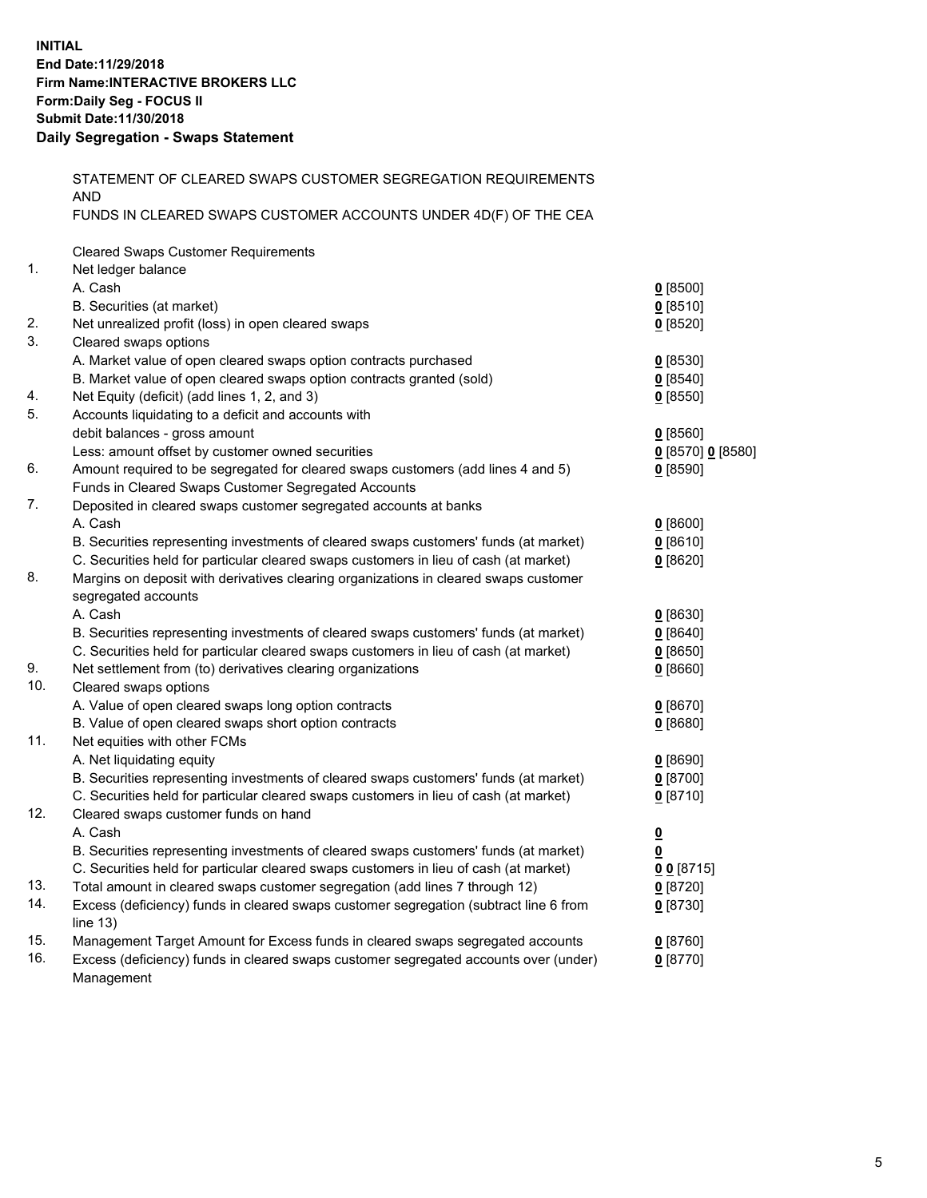**INITIAL**
**End Date:11/29/2018**
**Firm Name:INTERACTIVE BROKERS LLC**
**Form:Daily Seg - FOCUS II**
**Submit Date:11/30/2018**
**Daily Segregation - Swaps Statement**

STATEMENT OF CLEARED SWAPS CUSTOMER SEGREGATION REQUIREMENTS AND FUNDS IN CLEARED SWAPS CUSTOMER ACCOUNTS UNDER 4D(F) OF THE CEA

| | | |
|---|---|---|
| | Cleared Swaps Customer Requirements | |
| 1. | Net ledger balance | |
| | A. Cash | 0 [8500] |
| | B. Securities (at market) | 0 [8510] |
| 2. | Net unrealized profit (loss) in open cleared swaps | 0 [8520] |
| 3. | Cleared swaps options | |
| | A. Market value of open cleared swaps option contracts purchased | 0 [8530] |
| | B. Market value of open cleared swaps option contracts granted (sold) | 0 [8540] |
| 4. | Net Equity (deficit) (add lines 1, 2, and 3) | 0 [8550] |
| 5. | Accounts liquidating to a deficit and accounts with debit balances - gross amount | 0 [8560] |
| | Less: amount offset by customer owned securities | 0 [8570] 0 [8580] |
| 6. | Amount required to be segregated for cleared swaps customers (add lines 4 and 5) | 0 [8590] |
| | Funds in Cleared Swaps Customer Segregated Accounts | |
| 7. | Deposited in cleared swaps customer segregated accounts at banks | |
| | A. Cash | 0 [8600] |
| | B. Securities representing investments of cleared swaps customers' funds (at market) | 0 [8610] |
| | C. Securities held for particular cleared swaps customers in lieu of cash (at market) | 0 [8620] |
| 8. | Margins on deposit with derivatives clearing organizations in cleared swaps customer segregated accounts | |
| | A. Cash | 0 [8630] |
| | B. Securities representing investments of cleared swaps customers' funds (at market) | 0 [8640] |
| | C. Securities held for particular cleared swaps customers in lieu of cash (at market) | 0 [8650] |
| 9. | Net settlement from (to) derivatives clearing organizations | 0 [8660] |
| 10. | Cleared swaps options | |
| | A. Value of open cleared swaps long option contracts | 0 [8670] |
| | B. Value of open cleared swaps short option contracts | 0 [8680] |
| 11. | Net equities with other FCMs | |
| | A. Net liquidating equity | 0 [8690] |
| | B. Securities representing investments of cleared swaps customers' funds (at market) | 0 [8700] |
| | C. Securities held for particular cleared swaps customers in lieu of cash (at market) | 0 [8710] |
| 12. | Cleared swaps customer funds on hand | |
| | A. Cash | 0 |
| | B. Securities representing investments of cleared swaps customers' funds (at market) | 0 |
| | C. Securities held for particular cleared swaps customers in lieu of cash (at market) | 0 0 [8715] |
| 13. | Total amount in cleared swaps customer segregation (add lines 7 through 12) | 0 [8720] |
| 14. | Excess (deficiency) funds in cleared swaps customer segregation (subtract line 6 from line 13) | 0 [8730] |
| 15. | Management Target Amount for Excess funds in cleared swaps segregated accounts | 0 [8760] |
| 16. | Excess (deficiency) funds in cleared swaps customer segregated accounts over (under) Management | 0 [8770] |